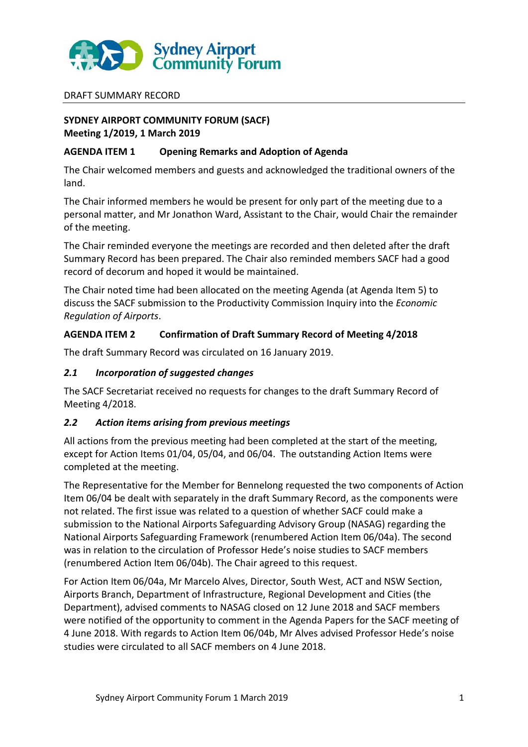Sydney Airport Community Forum

DRAFT SUMMARY RECORD

**SYDNEY AIRPORT COMMUNITY FORUM (SACF)**
**Meeting 1/2019, 1 March 2019**

## AGENDA ITEM 1 Opening Remarks and Adoption of Agenda

The Chair welcomed members and guests and acknowledged the traditional owners of the land.

The Chair informed members he would be present for only part of the meeting due to a personal matter, and Mr Jonathon Ward, Assistant to the Chair, would Chair the remainder of the meeting.

The Chair reminded everyone the meetings are recorded and then deleted after the draft Summary Record has been prepared. The Chair also reminded members SACF had a good record of decorum and hoped it would be maintained.

The Chair noted time had been allocated on the meeting Agenda (at Agenda Item 5) to discuss the SACF submission to the Productivity Commission Inquiry into the *Economic Regulation of Airports*.

## AGENDA ITEM 2 Confirmation of Draft Summary Record of Meeting 4/2018

The draft Summary Record was circulated on 16 January 2019.

### *2.1 Incorporation of suggested changes*

The SACF Secretariat received no requests for changes to the draft Summary Record of Meeting 4/2018.

### *2.2 Action items arising from previous meetings*

All actions from the previous meeting had been completed at the start of the meeting, except for Action Items 01/04, 05/04, and 06/04. The outstanding Action Items were completed at the meeting.

The Representative for the Member for Bennelong requested the two components of Action Item 06/04 be dealt with separately in the draft Summary Record, as the components were not related. The first issue was related to a question of whether SACF could make a submission to the National Airports Safeguarding Advisory Group (NASAG) regarding the National Airports Safeguarding Framework (renumbered Action Item 06/04a). The second was in relation to the circulation of Professor Hede's noise studies to SACF members (renumbered Action Item 06/04b). The Chair agreed to this request.

For Action Item 06/04a, Mr Marcelo Alves, Director, South West, ACT and NSW Section, Airports Branch, Department of Infrastructure, Regional Development and Cities (the Department), advised comments to NASAG closed on 12 June 2018 and SACF members were notified of the opportunity to comment in the Agenda Papers for the SACF meeting of 4 June 2018. With regards to Action Item 06/04b, Mr Alves advised Professor Hede's noise studies were circulated to all SACF members on 4 June 2018.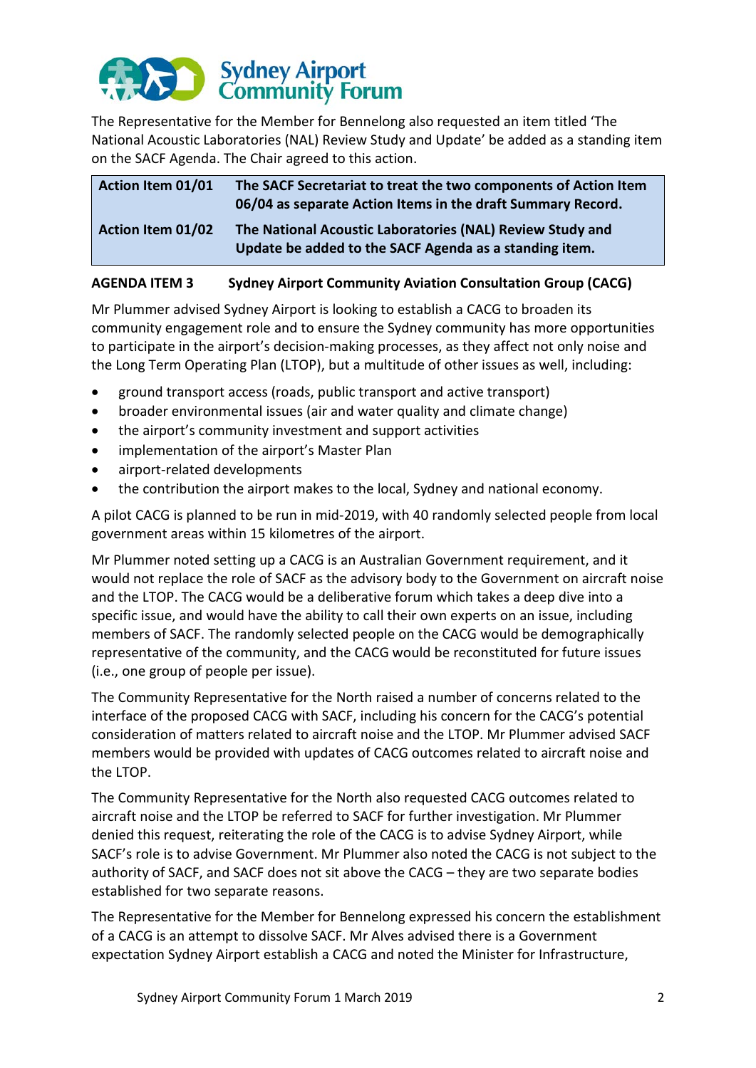The Representative for the Member for Bennelong also requested an item titled 'The National Acoustic Laboratories (NAL) Review Study and Update' be added as a standing item on the SACF Agenda. The Chair agreed to this action.

| | |
|---|---|
| **Action Item 01/01** | **The SACF Secretariat to treat the two components of Action Item 06/04 as separate Action Items in the draft Summary Record.** |
| **Action Item 01/02** | **The National Acoustic Laboratories (NAL) Review Study and Update be added to the SACF Agenda as a standing item.** |

**AGENDA ITEM 3 Sydney Airport Community Aviation Consultation Group (CACG)**

Mr Plummer advised Sydney Airport is looking to establish a CACG to broaden its community engagement role and to ensure the Sydney community has more opportunities to participate in the airport's decision-making processes, as they affect not only noise and the Long Term Operating Plan (LTOP), but a multitude of other issues as well, including:

- ground transport access (roads, public transport and active transport)
- broader environmental issues (air and water quality and climate change)
- the airport's community investment and support activities
- implementation of the airport's Master Plan
- airport-related developments
- the contribution the airport makes to the local, Sydney and national economy.

A pilot CACG is planned to be run in mid-2019, with 40 randomly selected people from local government areas within 15 kilometres of the airport.

Mr Plummer noted setting up a CACG is an Australian Government requirement, and it would not replace the role of SACF as the advisory body to the Government on aircraft noise and the LTOP. The CACG would be a deliberative forum which takes a deep dive into a specific issue, and would have the ability to call their own experts on an issue, including members of SACF. The randomly selected people on the CACG would be demographically representative of the community, and the CACG would be reconstituted for future issues (i.e., one group of people per issue).

The Community Representative for the North raised a number of concerns related to the interface of the proposed CACG with SACF, including his concern for the CACG's potential consideration of matters related to aircraft noise and the LTOP. Mr Plummer advised SACF members would be provided with updates of CACG outcomes related to aircraft noise and the LTOP.

The Community Representative for the North also requested CACG outcomes related to aircraft noise and the LTOP be referred to SACF for further investigation. Mr Plummer denied this request, reiterating the role of the CACG is to advise Sydney Airport, while SACF's role is to advise Government. Mr Plummer also noted the CACG is not subject to the authority of SACF, and SACF does not sit above the CACG – they are two separate bodies established for two separate reasons.

The Representative for the Member for Bennelong expressed his concern the establishment of a CACG is an attempt to dissolve SACF. Mr Alves advised there is a Government expectation Sydney Airport establish a CACG and noted the Minister for Infrastructure,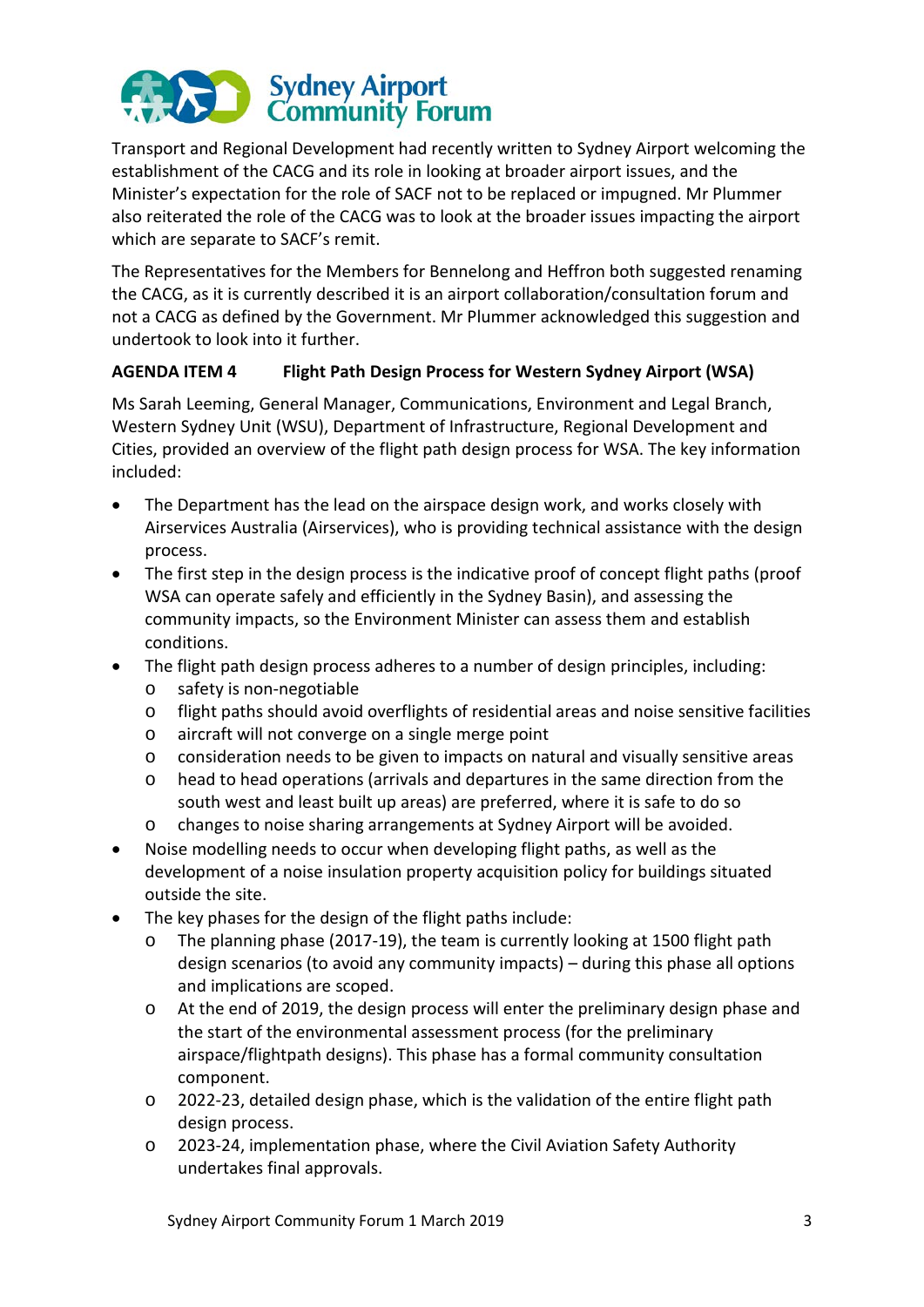Transport and Regional Development had recently written to Sydney Airport welcoming the establishment of the CACG and its role in looking at broader airport issues, and the Minister's expectation for the role of SACF not to be replaced or impugned. Mr Plummer also reiterated the role of the CACG was to look at the broader issues impacting the airport which are separate to SACF's remit.

The Representatives for the Members for Bennelong and Heffron both suggested renaming the CACG, as it is currently described it is an airport collaboration/consultation forum and not a CACG as defined by the Government. Mr Plummer acknowledged this suggestion and undertook to look into it further.

**AGENDA ITEM 4 Flight Path Design Process for Western Sydney Airport (WSA)**

Ms Sarah Leeming, General Manager, Communications, Environment and Legal Branch, Western Sydney Unit (WSU), Department of Infrastructure, Regional Development and Cities, provided an overview of the flight path design process for WSA. The key information included:

- The Department has the lead on the airspace design work, and works closely with Airservices Australia (Airservices), who is providing technical assistance with the design process.
- The first step in the design process is the indicative proof of concept flight paths (proof WSA can operate safely and efficiently in the Sydney Basin), and assessing the community impacts, so the Environment Minister can assess them and establish conditions.
- The flight path design process adheres to a number of design principles, including:
  - safety is non-negotiable
  - flight paths should avoid overflights of residential areas and noise sensitive facilities
  - aircraft will not converge on a single merge point
  - consideration needs to be given to impacts on natural and visually sensitive areas
  - head to head operations (arrivals and departures in the same direction from the south west and least built up areas) are preferred, where it is safe to do so
  - changes to noise sharing arrangements at Sydney Airport will be avoided.
- Noise modelling needs to occur when developing flight paths, as well as the development of a noise insulation property acquisition policy for buildings situated outside the site.
- The key phases for the design of the flight paths include:
  - The planning phase (2017-19), the team is currently looking at 1500 flight path design scenarios (to avoid any community impacts) – during this phase all options and implications are scoped.
  - At the end of 2019, the design process will enter the preliminary design phase and the start of the environmental assessment process (for the preliminary airspace/flightpath designs). This phase has a formal community consultation component.
  - 2022-23, detailed design phase, which is the validation of the entire flight path design process.
  - 2023-24, implementation phase, where the Civil Aviation Safety Authority undertakes final approvals.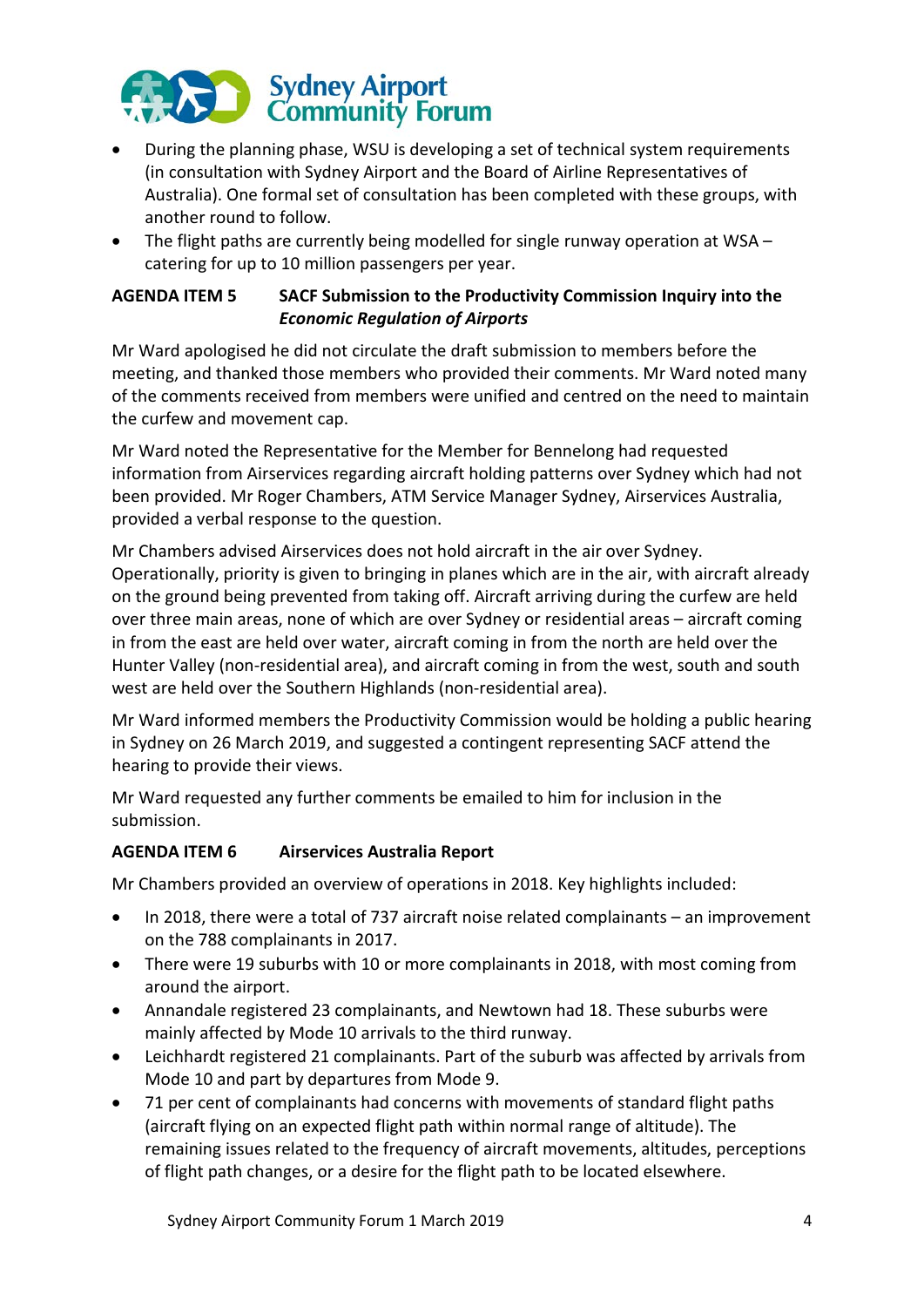- During the planning phase, WSU is developing a set of technical system requirements (in consultation with Sydney Airport and the Board of Airline Representatives of Australia). One formal set of consultation has been completed with these groups, with another round to follow.
- The flight paths are currently being modelled for single runway operation at WSA – catering for up to 10 million passengers per year.

**AGENDA ITEM 5 SACF Submission to the Productivity Commission Inquiry into the *Economic Regulation of Airports***

Mr Ward apologised he did not circulate the draft submission to members before the meeting, and thanked those members who provided their comments. Mr Ward noted many of the comments received from members were unified and centred on the need to maintain the curfew and movement cap.

Mr Ward noted the Representative for the Member for Bennelong had requested information from Airservices regarding aircraft holding patterns over Sydney which had not been provided. Mr Roger Chambers, ATM Service Manager Sydney, Airservices Australia, provided a verbal response to the question.

Mr Chambers advised Airservices does not hold aircraft in the air over Sydney. Operationally, priority is given to bringing in planes which are in the air, with aircraft already on the ground being prevented from taking off. Aircraft arriving during the curfew are held over three main areas, none of which are over Sydney or residential areas – aircraft coming in from the east are held over water, aircraft coming in from the north are held over the Hunter Valley (non-residential area), and aircraft coming in from the west, south and south west are held over the Southern Highlands (non-residential area).

Mr Ward informed members the Productivity Commission would be holding a public hearing in Sydney on 26 March 2019, and suggested a contingent representing SACF attend the hearing to provide their views.

Mr Ward requested any further comments be emailed to him for inclusion in the submission.

**AGENDA ITEM 6 Airservices Australia Report**

Mr Chambers provided an overview of operations in 2018. Key highlights included:

- In 2018, there were a total of 737 aircraft noise related complainants – an improvement on the 788 complainants in 2017.
- There were 19 suburbs with 10 or more complainants in 2018, with most coming from around the airport.
- Annandale registered 23 complainants, and Newtown had 18. These suburbs were mainly affected by Mode 10 arrivals to the third runway.
- Leichhardt registered 21 complainants. Part of the suburb was affected by arrivals from Mode 10 and part by departures from Mode 9.
- 71 per cent of complainants had concerns with movements of standard flight paths (aircraft flying on an expected flight path within normal range of altitude). The remaining issues related to the frequency of aircraft movements, altitudes, perceptions of flight path changes, or a desire for the flight path to be located elsewhere.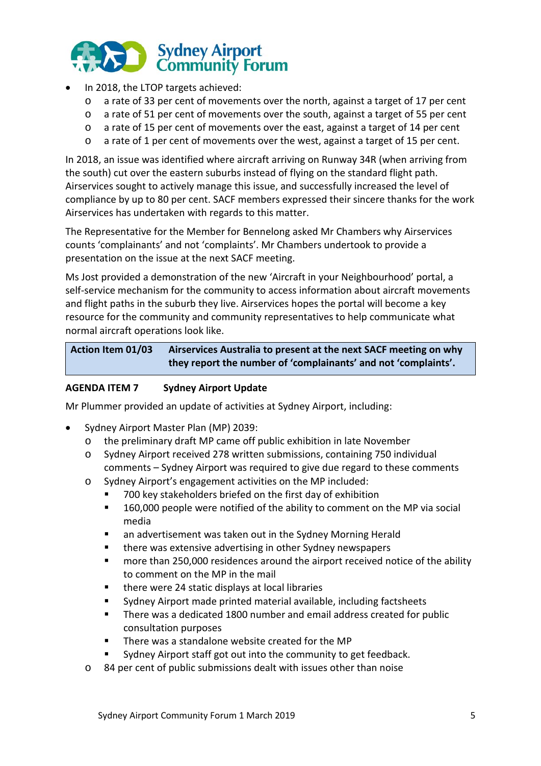- In 2018, the LTOP targets achieved:
  - a rate of 33 per cent of movements over the north, against a target of 17 per cent
  - a rate of 51 per cent of movements over the south, against a target of 55 per cent
  - a rate of 15 per cent of movements over the east, against a target of 14 per cent
  - a rate of 1 per cent of movements over the west, against a target of 15 per cent.

In 2018, an issue was identified where aircraft arriving on Runway 34R (when arriving from the south) cut over the eastern suburbs instead of flying on the standard flight path. Airservices sought to actively manage this issue, and successfully increased the level of compliance by up to 80 per cent. SACF members expressed their sincere thanks for the work Airservices has undertaken with regards to this matter.

The Representative for the Member for Bennelong asked Mr Chambers why Airservices counts 'complainants' and not 'complaints'. Mr Chambers undertook to provide a presentation on the issue at the next SACF meeting.

Ms Jost provided a demonstration of the new 'Aircraft in your Neighbourhood' portal, a self-service mechanism for the community to access information about aircraft movements and flight paths in the suburb they live. Airservices hopes the portal will become a key resource for the community and community representatives to help communicate what normal aircraft operations look like.

| **Action Item 01/03** | **Airservices Australia to present at the next SACF meeting on why they report the number of 'complainants' and not 'complaints'.** |
|---|---|

**AGENDA ITEM 7 Sydney Airport Update**

Mr Plummer provided an update of activities at Sydney Airport, including:

- Sydney Airport Master Plan (MP) 2039:
  - the preliminary draft MP came off public exhibition in late November
  - Sydney Airport received 278 written submissions, containing 750 individual comments – Sydney Airport was required to give due regard to these comments
  - Sydney Airport's engagement activities on the MP included:
    - 700 key stakeholders briefed on the first day of exhibition
    - 160,000 people were notified of the ability to comment on the MP via social media
    - an advertisement was taken out in the Sydney Morning Herald
    - there was extensive advertising in other Sydney newspapers
    - more than 250,000 residences around the airport received notice of the ability to comment on the MP in the mail
    - there were 24 static displays at local libraries
    - Sydney Airport made printed material available, including factsheets
    - There was a dedicated 1800 number and email address created for public consultation purposes
    - There was a standalone website created for the MP
    - Sydney Airport staff got out into the community to get feedback.
  - 84 per cent of public submissions dealt with issues other than noise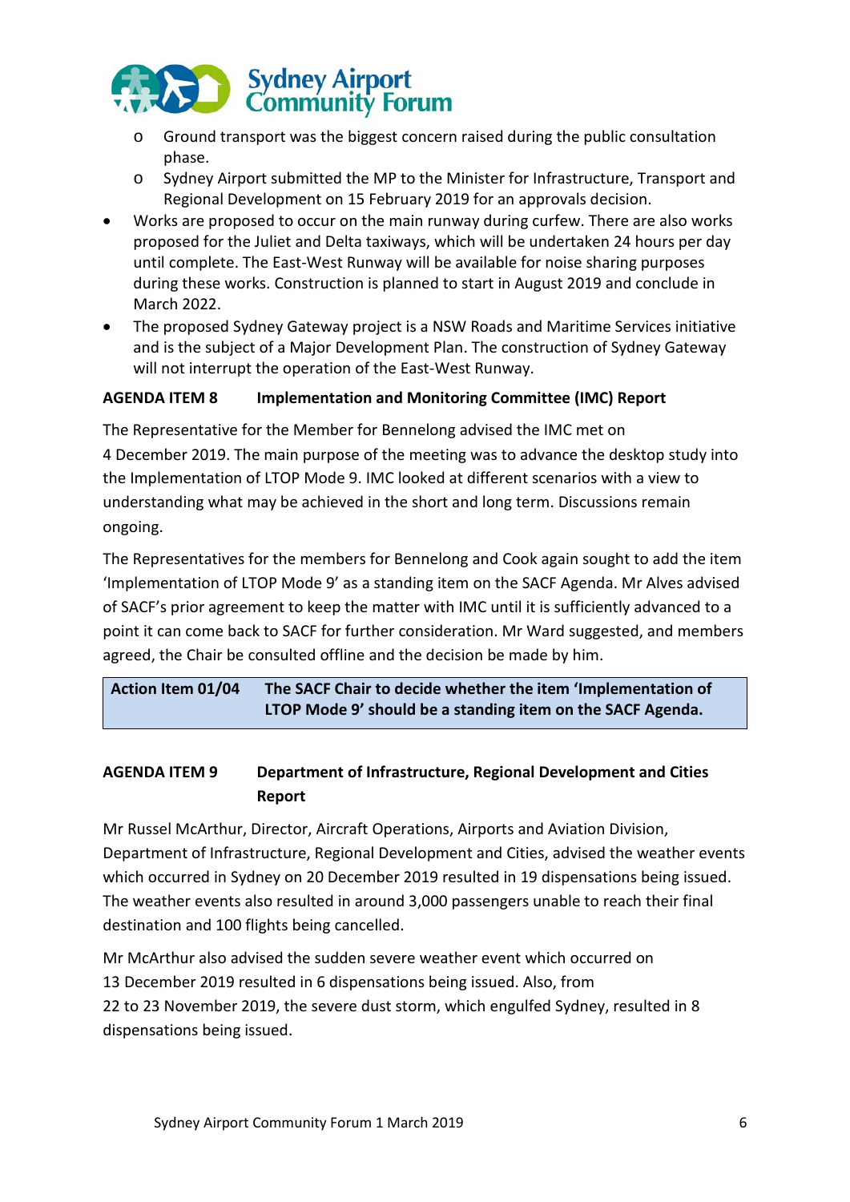- Ground transport was the biggest concern raised during the public consultation phase.
  - Sydney Airport submitted the MP to the Minister for Infrastructure, Transport and Regional Development on 15 February 2019 for an approvals decision.
- Works are proposed to occur on the main runway during curfew. There are also works proposed for the Juliet and Delta taxiways, which will be undertaken 24 hours per day until complete. The East-West Runway will be available for noise sharing purposes during these works. Construction is planned to start in August 2019 and conclude in March 2022.
- The proposed Sydney Gateway project is a NSW Roads and Maritime Services initiative and is the subject of a Major Development Plan. The construction of Sydney Gateway will not interrupt the operation of the East-West Runway.

**AGENDA ITEM 8 Implementation and Monitoring Committee (IMC) Report**

The Representative for the Member for Bennelong advised the IMC met on 4 December 2019. The main purpose of the meeting was to advance the desktop study into the Implementation of LTOP Mode 9. IMC looked at different scenarios with a view to understanding what may be achieved in the short and long term. Discussions remain ongoing.

The Representatives for the members for Bennelong and Cook again sought to add the item 'Implementation of LTOP Mode 9' as a standing item on the SACF Agenda. Mr Alves advised of SACF's prior agreement to keep the matter with IMC until it is sufficiently advanced to a point it can come back to SACF for further consideration. Mr Ward suggested, and members agreed, the Chair be consulted offline and the decision be made by him.

| **Action Item 01/04** | **The SACF Chair to decide whether the item 'Implementation of LTOP Mode 9' should be a standing item on the SACF Agenda.** |
|---|---|

**AGENDA ITEM 9 Department of Infrastructure, Regional Development and Cities Report**

Mr Russel McArthur, Director, Aircraft Operations, Airports and Aviation Division, Department of Infrastructure, Regional Development and Cities, advised the weather events which occurred in Sydney on 20 December 2019 resulted in 19 dispensations being issued. The weather events also resulted in around 3,000 passengers unable to reach their final destination and 100 flights being cancelled.

Mr McArthur also advised the sudden severe weather event which occurred on 13 December 2019 resulted in 6 dispensations being issued. Also, from 22 to 23 November 2019, the severe dust storm, which engulfed Sydney, resulted in 8 dispensations being issued.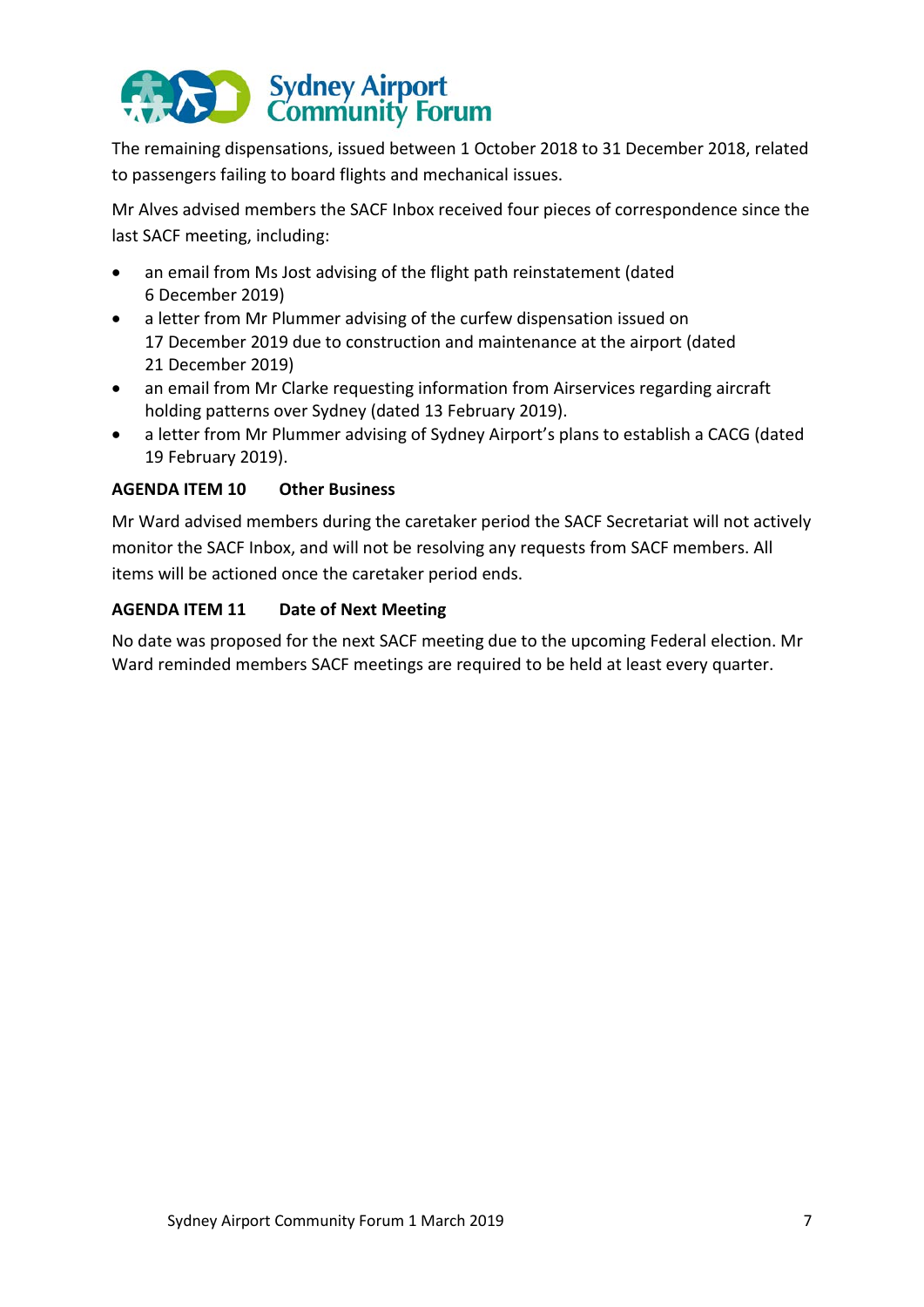The remaining dispensations, issued between 1 October 2018 to 31 December 2018, related to passengers failing to board flights and mechanical issues.

Mr Alves advised members the SACF Inbox received four pieces of correspondence since the last SACF meeting, including:

- an email from Ms Jost advising of the flight path reinstatement (dated 6 December 2019)
- a letter from Mr Plummer advising of the curfew dispensation issued on 17 December 2019 due to construction and maintenance at the airport (dated 21 December 2019)
- an email from Mr Clarke requesting information from Airservices regarding aircraft holding patterns over Sydney (dated 13 February 2019).
- a letter from Mr Plummer advising of Sydney Airport's plans to establish a CACG (dated 19 February 2019).

**AGENDA ITEM 10 Other Business**

Mr Ward advised members during the caretaker period the SACF Secretariat will not actively monitor the SACF Inbox, and will not be resolving any requests from SACF members. All items will be actioned once the caretaker period ends.

**AGENDA ITEM 11 Date of Next Meeting**

No date was proposed for the next SACF meeting due to the upcoming Federal election. Mr Ward reminded members SACF meetings are required to be held at least every quarter.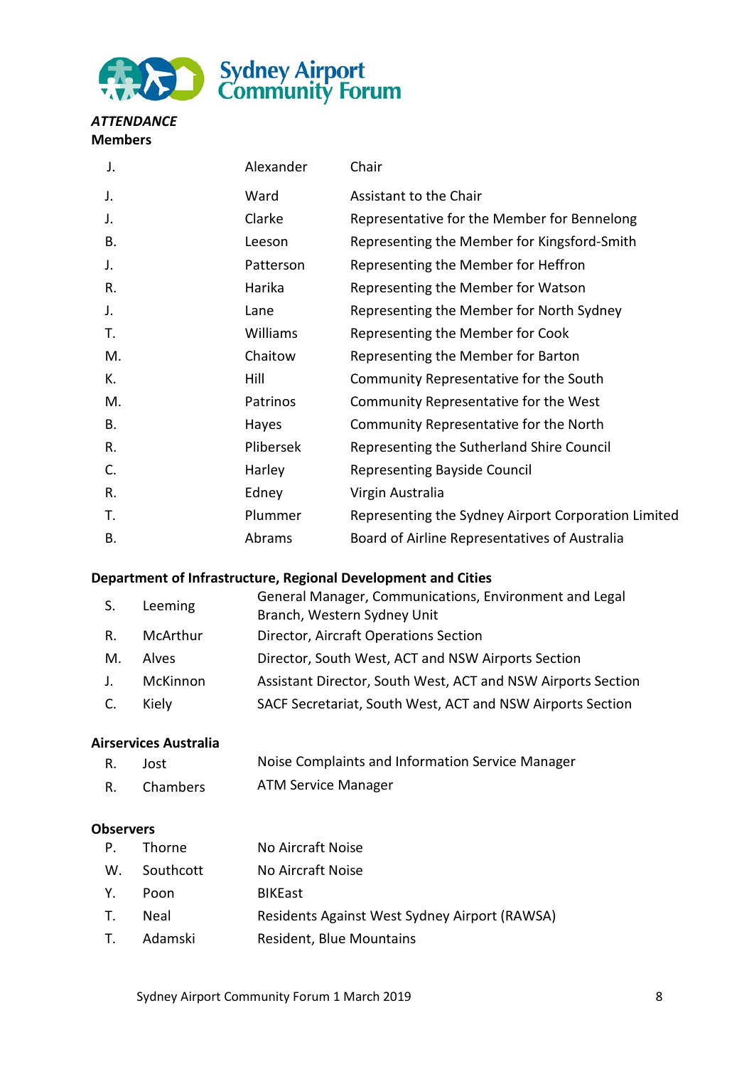Sydney Airport Community Forum

*ATTENDANCE*

**Members**

| | | |
|---|---|---|
| J. | Alexander | Chair |
| J. | Ward | Assistant to the Chair |
| J. | Clarke | Representative for the Member for Bennelong |
| B. | Leeson | Representing the Member for Kingsford-Smith |
| J. | Patterson | Representing the Member for Heffron |
| R. | Harika | Representing the Member for Watson |
| J. | Lane | Representing the Member for North Sydney |
| T. | Williams | Representing the Member for Cook |
| M. | Chaitow | Representing the Member for Barton |
| K. | Hill | Community Representative for the South |
| M. | Patrinos | Community Representative for the West |
| B. | Hayes | Community Representative for the North |
| R. | Plibersek | Representing the Sutherland Shire Council |
| C. | Harley | Representing Bayside Council |
| R. | Edney | Virgin Australia |
| T. | Plummer | Representing the Sydney Airport Corporation Limited |
| B. | Abrams | Board of Airline Representatives of Australia |

**Department of Infrastructure, Regional Development and Cities**

| | | |
|---|---|---|
| S. | Leeming | General Manager, Communications, Environment and Legal Branch, Western Sydney Unit |
| R. | McArthur | Director, Aircraft Operations Section |
| M. | Alves | Director, South West, ACT and NSW Airports Section |
| J. | McKinnon | Assistant Director, South West, ACT and NSW Airports Section |
| C. | Kiely | SACF Secretariat, South West, ACT and NSW Airports Section |

**Airservices Australia**

| | | |
|---|---|---|
| R. | Jost | Noise Complaints and Information Service Manager |
| R. | Chambers | ATM Service Manager |

**Observers**

| | | |
|---|---|---|
| P. | Thorne | No Aircraft Noise |
| W. | Southcott | No Aircraft Noise |
| Y. | Poon | BIKEast |
| T. | Neal | Residents Against West Sydney Airport (RAWSA) |
| T. | Adamski | Resident, Blue Mountains |